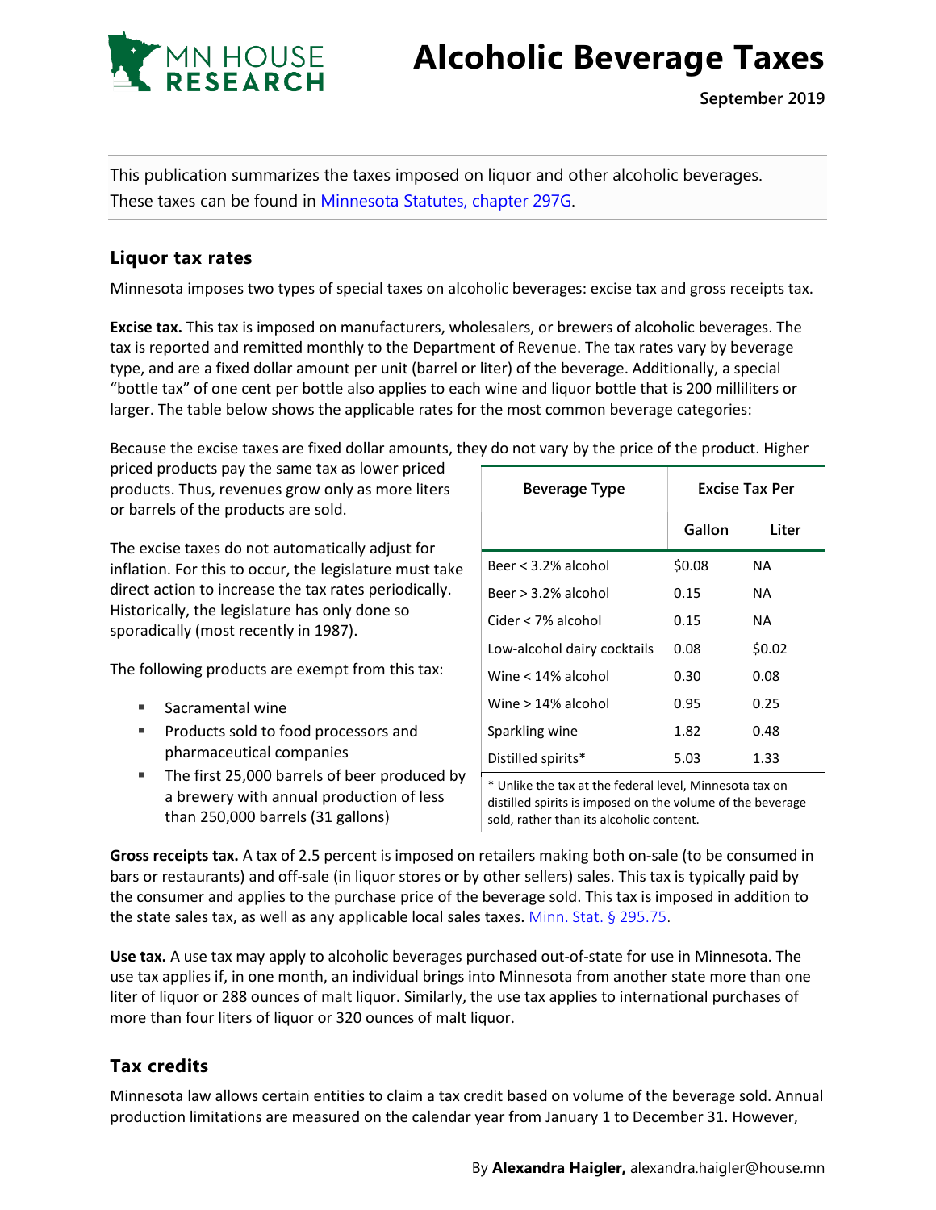# Alcoholic Beverage Taxes

**September 2019**

This publication summarizes the taxes imposed on liquor and other alcoholic beverages. These taxes can be found in Minnesota Statutes, chapter 297G.

## Liquor tax rates

Minnesota imposes two types of special taxes on alcoholic beverages: excise tax and gross receipts tax.

**Excise tax.** This tax is imposed on manufacturers, wholesalers, or brewers of alcoholic beverages. The tax is reported and remitted monthly to the Department of Revenue. The tax rates vary by beverage type, and are a fixed dollar amount per unit (barrel or liter) of the beverage. Additionally, a special "bottle tax" of one cent per bottle also applies to each wine and liquor bottle that is 200 milliliters or larger. The table below shows the applicable rates for the most common beverage categories:

Because the excise taxes are fixed dollar amounts, they do not vary by the price of the product. Higher priced products pay the same tax as lower priced products. Thus, revenues grow only as more liters or barrels of the products are sold.

The excise taxes do not automatically adjust for inflation. For this to occur, the legislature must take direct action to increase the tax rates periodically. Historically, the legislature has only done so sporadically (most recently in 1987).

The following products are exempt from this tax:

- Sacramental wine
- Products sold to food processors and pharmaceutical companies
- The first 25,000 barrels of beer produced by a brewery with annual production of less than 250,000 barrels (31 gallons)

| Beverage Type | Excise Tax Per | |
|---|---|---|
| | Gallon | Liter |
| Beer < 3.2% alcohol | $0.08 | NA |
| Beer > 3.2% alcohol | 0.15 | NA |
| Cider < 7% alcohol | 0.15 | NA |
| Low-alcohol dairy cocktails | 0.08 | $0.02 |
| Wine < 14% alcohol | 0.30 | 0.08 |
| Wine > 14% alcohol | 0.95 | 0.25 |
| Sparkling wine | 1.82 | 0.48 |
| Distilled spirits* | 5.03 | 1.33 |

* Unlike the tax at the federal level, Minnesota tax on distilled spirits is imposed on the volume of the beverage sold, rather than its alcoholic content.

**Gross receipts tax.** A tax of 2.5 percent is imposed on retailers making both on-sale (to be consumed in bars or restaurants) and off-sale (in liquor stores or by other sellers) sales. This tax is typically paid by the consumer and applies to the purchase price of the beverage sold. This tax is imposed in addition to the state sales tax, as well as any applicable local sales taxes. Minn. Stat. § 295.75.

**Use tax.** A use tax may apply to alcoholic beverages purchased out-of-state for use in Minnesota. The use tax applies if, in one month, an individual brings into Minnesota from another state more than one liter of liquor or 288 ounces of malt liquor. Similarly, the use tax applies to international purchases of more than four liters of liquor or 320 ounces of malt liquor.

## Tax credits

Minnesota law allows certain entities to claim a tax credit based on volume of the beverage sold. Annual production limitations are measured on the calendar year from January 1 to December 31. However,

By **Alexandra Haigler,** alexandra.haigler@house.mn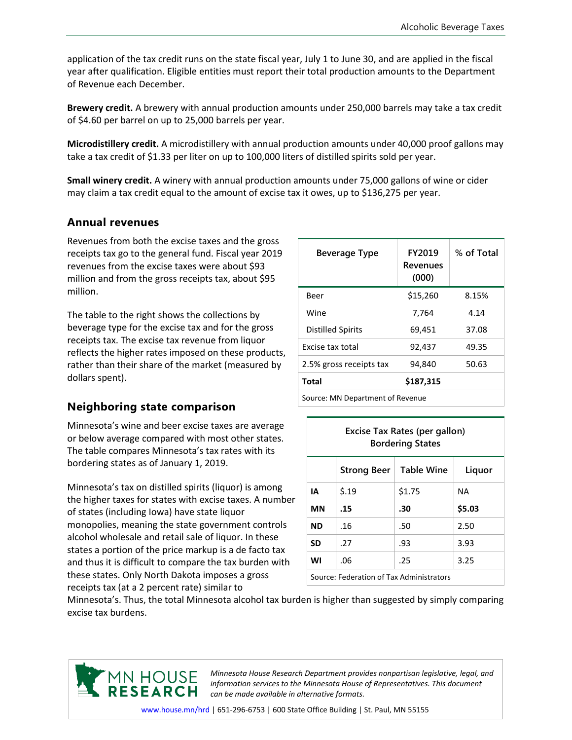application of the tax credit runs on the state fiscal year, July 1 to June 30, and are applied in the fiscal year after qualification. Eligible entities must report their total production amounts to the Department of Revenue each December.

**Brewery credit.** A brewery with annual production amounts under 250,000 barrels may take a tax credit of $4.60 per barrel on up to 25,000 barrels per year.

**Microdistillery credit.** A microdistillery with annual production amounts under 40,000 proof gallons may take a tax credit of $1.33 per liter on up to 100,000 liters of distilled spirits sold per year.

**Small winery credit.** A winery with annual production amounts under 75,000 gallons of wine or cider may claim a tax credit equal to the amount of excise tax it owes, up to $136,275 per year.

## Annual revenues

Revenues from both the excise taxes and the gross receipts tax go to the general fund. Fiscal year 2019 revenues from the excise taxes were about $93 million and from the gross receipts tax, about $95 million.

The table to the right shows the collections by beverage type for the excise tax and for the gross receipts tax. The excise tax revenue from liquor reflects the higher rates imposed on these products, rather than their share of the market (measured by dollars spent).

| Beverage Type | FY2019 Revenues (000) | % of Total |
|---|---|---|
| Beer | $15,260 | 8.15% |
| Wine | 7,764 | 4.14 |
| Distilled Spirits | 69,451 | 37.08 |
| Excise tax total | 92,437 | 49.35 |
| 2.5% gross receipts tax | 94,840 | 50.63 |
| **Total** | **$187,315** | |

Source: MN Department of Revenue

## Neighboring state comparison

Minnesota's wine and beer excise taxes are average or below average compared with most other states. The table compares Minnesota's tax rates with its bordering states as of January 1, 2019.

Minnesota's tax on distilled spirits (liquor) is among the higher taxes for states with excise taxes. A number of states (including Iowa) have state liquor monopolies, meaning the state government controls alcohol wholesale and retail sale of liquor. In these states a portion of the price markup is a de facto tax and thus it is difficult to compare the tax burden with these states. Only North Dakota imposes a gross receipts tax (at a 2 percent rate) similar to Minnesota's. Thus, the total Minnesota alcohol tax burden is higher than suggested by simply comparing excise tax burdens.

**Excise Tax Rates (per gallon) Bordering States**

| | Strong Beer | Table Wine | Liquor |
|---|---|---|---|
| **IA** | $.19 | $1.75 | NA |
| **MN** | **.15** | **.30** | **$5.03** |
| **ND** | .16 | .50 | 2.50 |
| **SD** | .27 | .93 | 3.93 |
| **WI** | .06 | .25 | 3.25 |

Source: Federation of Tax Administrators

*Minnesota House Research Department provides nonpartisan legislative, legal, and information services to the Minnesota House of Representatives. This document can be made available in alternative formats.*

www.house.mn/hrd | 651-296-6753 | 600 State Office Building | St. Paul, MN 55155